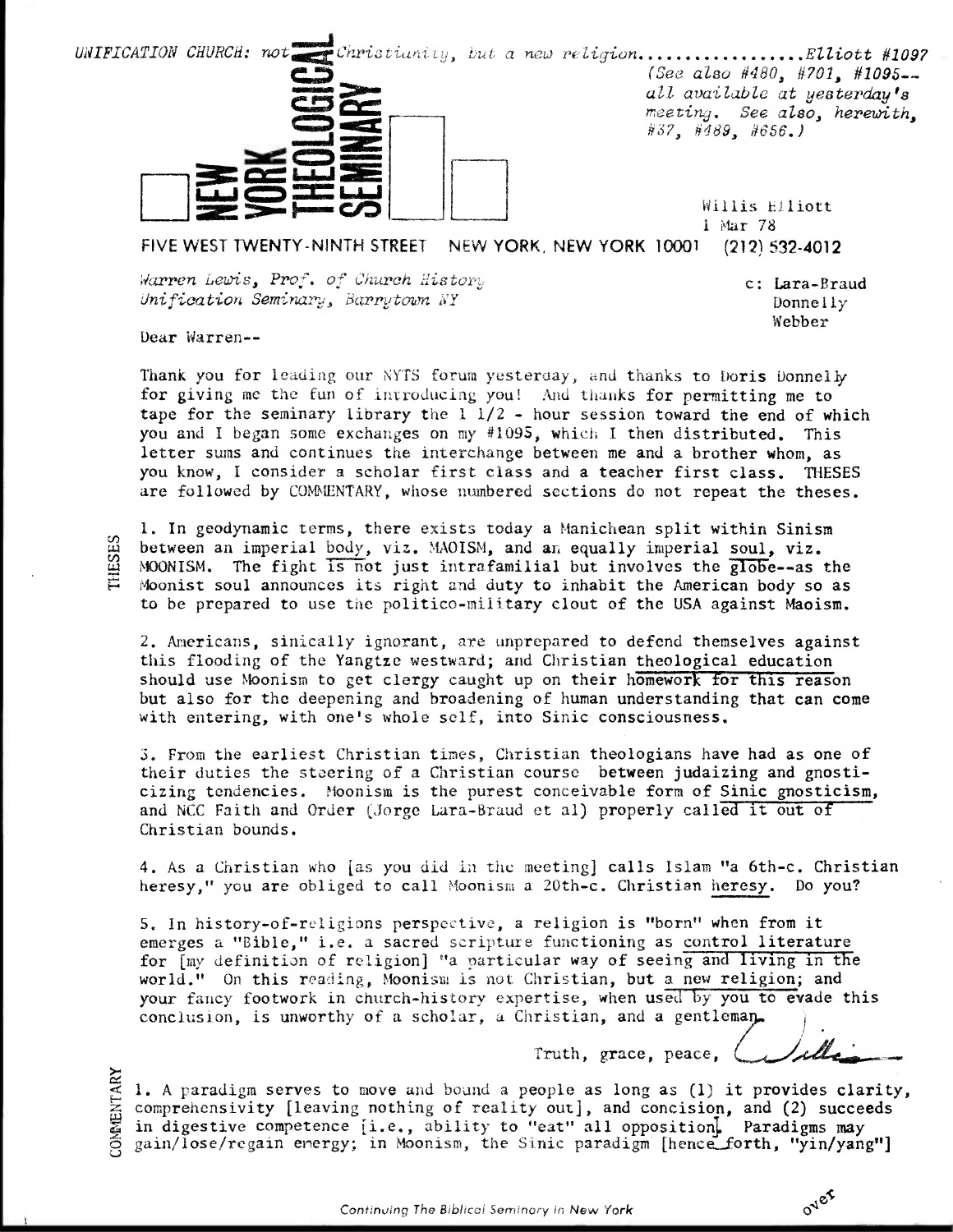*UNIFICATION CHURCH: not Christianity, but a new religion.................Elliott #1097*

*(See also #480, #701, #1095-- all available at yesterday's meeting. See also, herewith, #37, #489, #656.)*

NEW YORK THEOLOGICAL SEMINARY

Willis Elliott
1 Mar 78

FIVE WEST TWENTY-NINTH STREET NEW YORK, NEW YORK 10001 (212) 532-4012

*Warren Lewis, Prof. of Church History*
*Unification Seminary, Barrytown NY*

c: Lara-Braud
Donnelly
Webber

Dear Warren--

Thank you for leading our NYTS forum yesterday, and thanks to Doris Donnelly for giving me the fun of introducing you! And thanks for permitting me to tape for the seminary library the 1 1/2 - hour session toward the end of which you and I began some exchanges on my #1095, which I then distributed. This letter sums and continues the interchange between me and a brother whom, as you know, I consider a scholar first class and a teacher first class. THESES are followed by COMMENTARY, whose numbered sections do not repeat the theses.

THESES

1. In geodynamic terms, there exists today a Manichean split within Sinism between an imperial body, viz. MAOISM, and an equally imperial soul, viz. MOONISM. The fight is not just intrafamilial but involves the globe--as the Moonist soul announces its right and duty to inhabit the American body so as to be prepared to use the politico-military clout of the USA against Maoism.

2. Americans, sinically ignorant, are unprepared to defend themselves against this flooding of the Yangtze westward; and Christian theological education should use Moonism to get clergy caught up on their homework for this reason but also for the deepening and broadening of human understanding that can come with entering, with one's whole self, into Sinic consciousness.

3. From the earliest Christian times, Christian theologians have had as one of their duties the steering of a Christian course between judaizing and gnosticizing tendencies. Moonism is the purest conceivable form of Sinic gnosticism, and NCC Faith and Order (Jorge Lara-Braud et al) properly called it out of Christian bounds.

4. As a Christian who [as you did in the meeting] calls Islam "a 6th-c. Christian heresy," you are obliged to call Moonism a 20th-c. Christian heresy. Do you?

5. In history-of-religions perspective, a religion is "born" when from it emerges a "Bible," i.e. a sacred scripture functioning as control literature for [my definition of religion] "a particular way of seeing and living in the world." On this reading, Moonism is not Christian, but a new religion; and your fancy footwork in church-history expertise, when used by you to evade this conclusion, is unworthy of a scholar, a Christian, and a gentleman.

Truth, grace, peace, Willis

COMMENTARY

1. A paradigm serves to move and bound a people as long as (1) it provides clarity, comprehensivity [leaving nothing of reality out], and concision, and (2) succeeds in digestive competence [i.e., ability to "eat" all opposition]. Paradigms may gain/lose/regain energy; in Moonism, the Sinic paradigm [henceforth, "yin/yang"]

over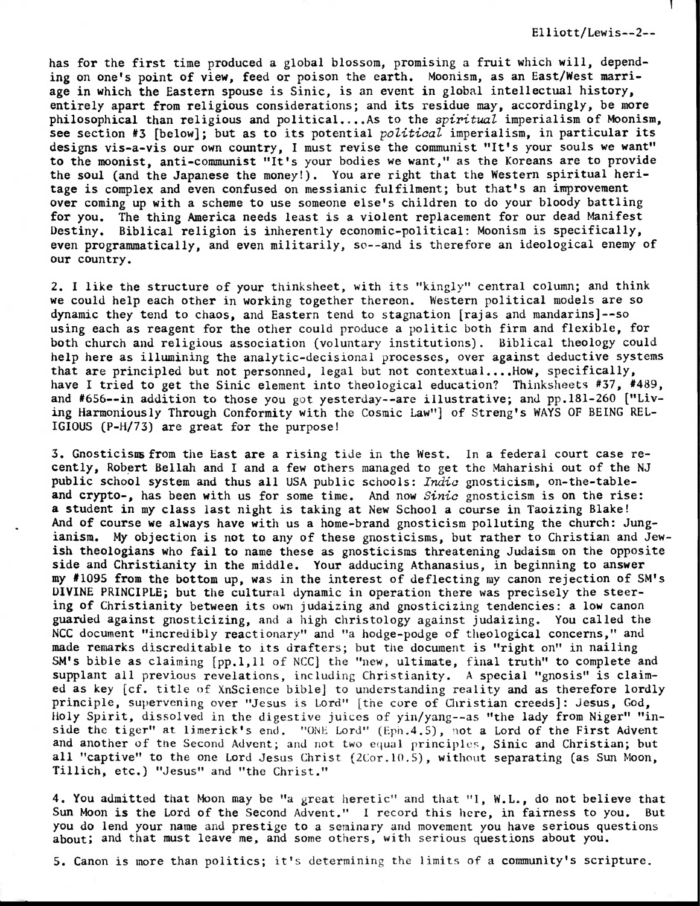has for the first time produced a global blossom, promising a fruit which will, depending on one's point of view, feed or poison the earth. Moonism, as an East/West marriage in which the Eastern spouse is Sinic, is an event in global intellectual history, entirely apart from religious considerations; and its residue may, accordingly, be more philosophical than religious and political....As to the *spiritual* imperialism of Moonism, see section #3 [below]; but as to its potential *political* imperialism, in particular its designs vis-a-vis our own country, I must revise the communist "It's your souls we want" to the moonist, anti-communist "It's your bodies we want," as the Koreans are to provide the soul (and the Japanese the money!). You are right that the Western spiritual heritage is complex and even confused on messianic fulfilment; but that's an improvement over coming up with a scheme to use someone else's children to do your bloody battling for you. The thing America needs least is a violent replacement for our dead Manifest Destiny. Biblical religion is inherently economic-political: Moonism is specifically, even programmatically, and even militarily, so--and is therefore an ideological enemy of our country.

2. I like the structure of your thinksheet, with its "kingly" central column; and think we could help each other in working together thereon. Western political models are so dynamic they tend to chaos, and Eastern tend to stagnation [rajas and mandarins]--so using each as reagent for the other could produce a politic both firm and flexible, for both church and religious association (voluntary institutions). Biblical theology could help here as illumining the analytic-decisional processes, over against deductive systems that are principled but not personned, legal but not contextual....How, specifically, have I tried to get the Sinic element into theological education? Thinksheets #37, #489, and #656--in addition to those you got yesterday--are illustrative; and pp.181-260 ["Living Harmoniously Through Conformity with the Cosmic Law"] of Streng's WAYS OF BEING RELIGIOUS (P-H/73) are great for the purpose!

3. Gnosticisms from the East are a rising tide in the West. In a federal court case recently, Robert Bellah and I and a few others managed to get the Maharishi out of the NJ public school system and thus all USA public schools: *Indic* gnosticism, on-the-table-and crypto-, has been with us for some time. And now *Sinic* gnosticism is on the rise: a student in my class last night is taking at New School a course in Taoizing Blake! And of course we always have with us a home-brand gnosticism polluting the church: Jungianism. My objection is not to any of these gnosticisms, but rather to Christian and Jewish theologians who fail to name these as gnosticisms threatening Judaism on the opposite side and Christianity in the middle. Your adducing Athanasius, in beginning to answer my #1095 from the bottom up, was in the interest of deflecting my canon rejection of SM's DIVINE PRINCIPLE; but the cultural dynamic in operation there was precisely the steering of Christianity between its own judaizing and gnosticizing tendencies: a low canon guarded against gnosticizing, and a high christology against judaizing. You called the NCC document "incredibly reactionary" and "a hodge-podge of theological concerns," and made remarks discreditable to its drafters; but the document is "right on" in nailing SM's bible as claiming [pp.1,11 of NCC] the "new, ultimate, final truth" to complete and supplant all previous revelations, including Christianity. A special "gnosis" is claimed as key [cf. title of XnScience bible] to understanding reality and as therefore lordly principle, supervening over "Jesus is Lord" [the core of Christian creeds]: Jesus, God, Holy Spirit, dissolved in the digestive juices of yin/yang--as "the lady from Niger" "inside the tiger" at limerick's end. "ONE Lord" (Eph.4.5), not a Lord of the First Advent and another of the Second Advent; and not two equal principles, Sinic and Christian; but all "captive" to the one Lord Jesus Christ (2Cor.10.5), without separating (as Sun Moon, Tillich, etc.) "Jesus" and "the Christ."

4. You admitted that Moon may be "a great heretic" and that "I, W.L., do not believe that Sun Moon is the Lord of the Second Advent." I record this here, in fairness to you. But you do lend your name and prestige to a seminary and movement you have serious questions about; and that must leave me, and some others, with serious questions about you.

5. Canon is more than politics; it's determining the limits of a community's scripture.